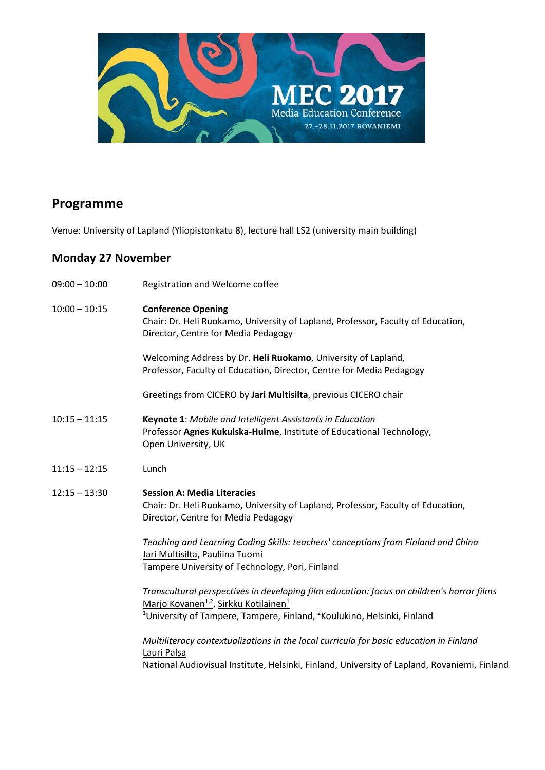## Programme

Venue: University of Lapland (Yliopistonkatu 8), lecture hall LS2 (university main building)

## Monday 27 November

09:00 – 10:00 Registration and Welcome coffee

10:00 – 10:15 **Conference Opening**
Chair: Dr. Heli Ruokamo, University of Lapland, Professor, Faculty of Education, Director, Centre for Media Pedagogy

Welcoming Address by Dr. **Heli Ruokamo**, University of Lapland, Professor, Faculty of Education, Director, Centre for Media Pedagogy

Greetings from CICERO by **Jari Multisilta**, previous CICERO chair

10:15 – 11:15 **Keynote 1**: *Mobile and Intelligent Assistants in Education*
Professor **Agnes Kukulska-Hulme**, Institute of Educational Technology, Open University, UK

11:15 – 12:15 Lunch

12:15 – 13:30 **Session A: Media Literacies**
Chair: Dr. Heli Ruokamo, University of Lapland, Professor, Faculty of Education, Director, Centre for Media Pedagogy

*Teaching and Learning Coding Skills: teachers' conceptions from Finland and China*
Jari Multisilta, Pauliina Tuomi
Tampere University of Technology, Pori, Finland

*Transcultural perspectives in developing film education: focus on children's horror films*
Marjo Kovanen[1,2], Sirkku Kotilainen[1]
[1]University of Tampere, Tampere, Finland, [2]Koulukino, Helsinki, Finland

*Multiliteracy contextualizations in the local curricula for basic education in Finland*
Lauri Palsa
National Audiovisual Institute, Helsinki, Finland, University of Lapland, Rovaniemi, Finland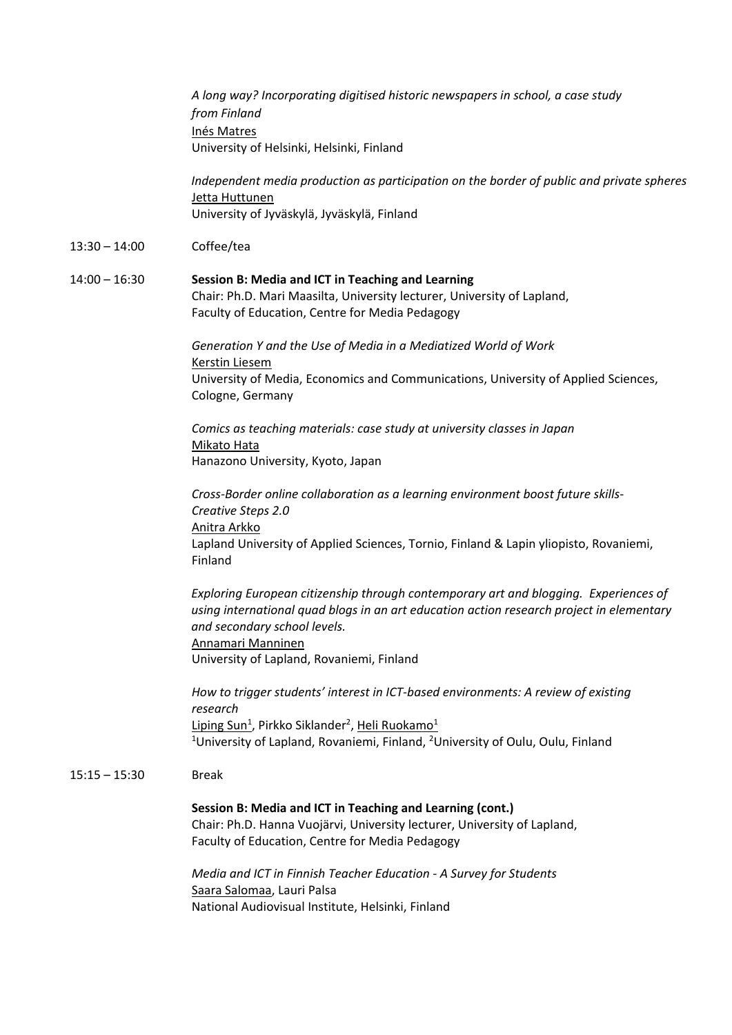*A long way? Incorporating digitised historic newspapers in school, a case study from Finland*
Inés Matres
University of Helsinki, Helsinki, Finland

*Independent media production as participation on the border of public and private spheres*
Jetta Huttunen
University of Jyväskylä, Jyväskylä, Finland

13:30 – 14:00 Coffee/tea

14:00 – 16:30 **Session B: Media and ICT in Teaching and Learning**
Chair: Ph.D. Mari Maasilta, University lecturer, University of Lapland, Faculty of Education, Centre for Media Pedagogy

*Generation Y and the Use of Media in a Mediatized World of Work*
Kerstin Liesem
University of Media, Economics and Communications, University of Applied Sciences, Cologne, Germany

*Comics as teaching materials: case study at university classes in Japan*
Mikato Hata
Hanazono University, Kyoto, Japan

*Cross-Border online collaboration as a learning environment boost future skills- Creative Steps 2.0*
Anitra Arkko
Lapland University of Applied Sciences, Tornio, Finland & Lapin yliopisto, Rovaniemi, Finland

*Exploring European citizenship through contemporary art and blogging. Experiences of using international quad blogs in an art education action research project in elementary and secondary school levels.*
Annamari Manninen
University of Lapland, Rovaniemi, Finland

*How to trigger students' interest in ICT-based environments: A review of existing research*
Liping Sun[1], Pirkko Siklander[2], Heli Ruokamo[1]
[1]University of Lapland, Rovaniemi, Finland, [2]University of Oulu, Oulu, Finland

15:15 – 15:30 Break

**Session B: Media and ICT in Teaching and Learning (cont.)**
Chair: Ph.D. Hanna Vuojärvi, University lecturer, University of Lapland, Faculty of Education, Centre for Media Pedagogy

*Media and ICT in Finnish Teacher Education - A Survey for Students*
Saara Salomaa, Lauri Palsa
National Audiovisual Institute, Helsinki, Finland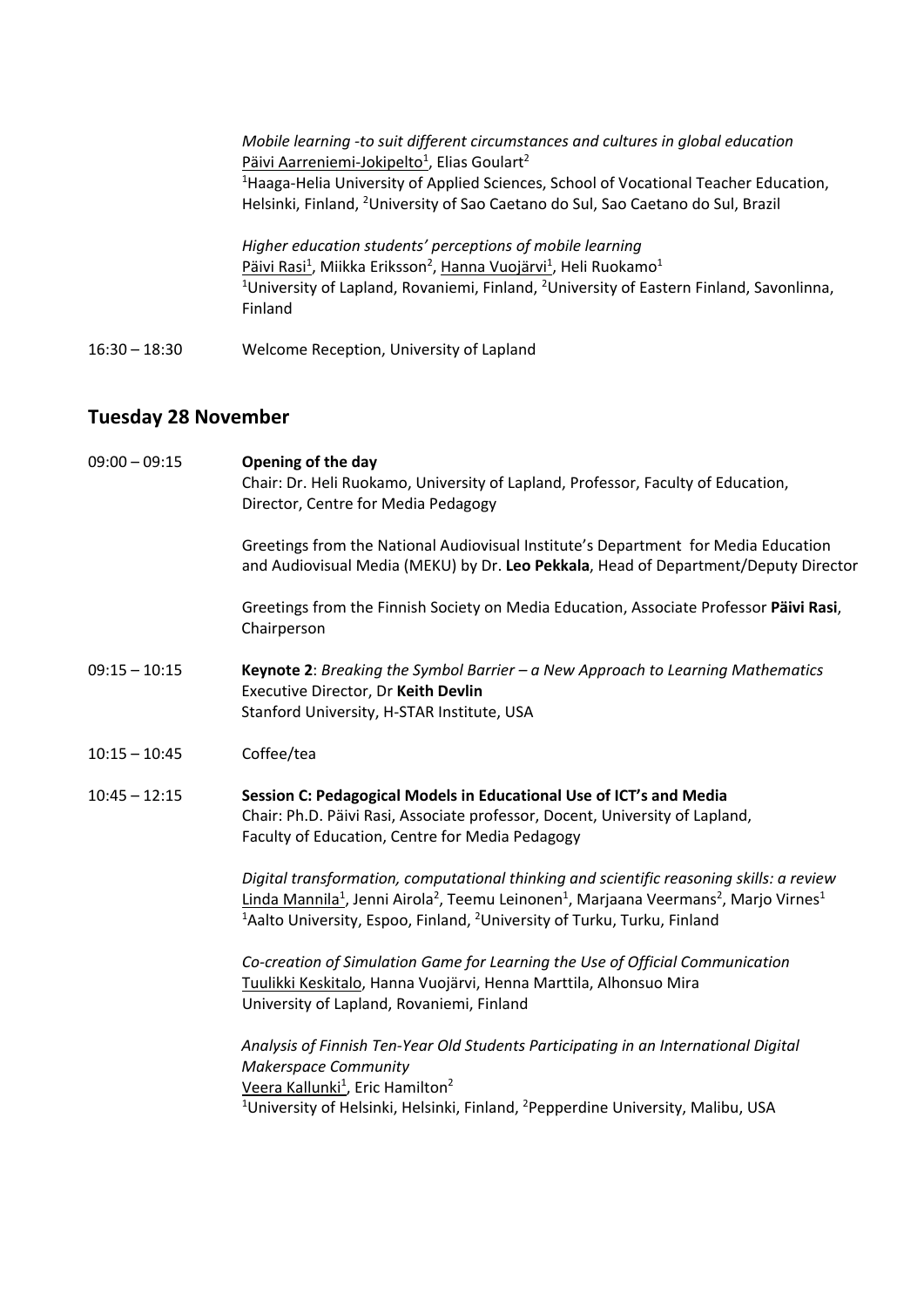*Mobile learning -to suit different circumstances and cultures in global education*
Päivi Aarreniemi-Jokipelto[1], Elias Goulart[2]
[1]Haaga-Helia University of Applied Sciences, School of Vocational Teacher Education, Helsinki, Finland, [2]University of Sao Caetano do Sul, Sao Caetano do Sul, Brazil

*Higher education students' perceptions of mobile learning*
Päivi Rasi[1], Miikka Eriksson[2], Hanna Vuojärvi[1], Heli Ruokamo[1]
[1]University of Lapland, Rovaniemi, Finland, [2]University of Eastern Finland, Savonlinna, Finland

16:30 – 18:30 Welcome Reception, University of Lapland

## Tuesday 28 November

09:00 – 09:15 **Opening of the day**
Chair: Dr. Heli Ruokamo, University of Lapland, Professor, Faculty of Education, Director, Centre for Media Pedagogy

Greetings from the National Audiovisual Institute's Department for Media Education and Audiovisual Media (MEKU) by Dr. **Leo Pekkala**, Head of Department/Deputy Director

Greetings from the Finnish Society on Media Education, Associate Professor **Päivi Rasi**, Chairperson

09:15 – 10:15 **Keynote 2**: *Breaking the Symbol Barrier – a New Approach to Learning Mathematics*
Executive Director, Dr **Keith Devlin**
Stanford University, H-STAR Institute, USA

10:15 – 10:45 Coffee/tea

10:45 – 12:15 **Session C: Pedagogical Models in Educational Use of ICT's and Media**
Chair: Ph.D. Päivi Rasi, Associate professor, Docent, University of Lapland, Faculty of Education, Centre for Media Pedagogy

*Digital transformation, computational thinking and scientific reasoning skills: a review*
Linda Mannila[1], Jenni Airola[2], Teemu Leinonen[1], Marjaana Veermans[2], Marjo Virnes[1]
[1]Aalto University, Espoo, Finland, [2]University of Turku, Turku, Finland

*Co-creation of Simulation Game for Learning the Use of Official Communication*
Tuulikki Keskitalo, Hanna Vuojärvi, Henna Marttila, Alhonsuo Mira
University of Lapland, Rovaniemi, Finland

*Analysis of Finnish Ten-Year Old Students Participating in an International Digital Makerspace Community*
Veera Kallunki[1], Eric Hamilton[2]
[1]University of Helsinki, Helsinki, Finland, [2]Pepperdine University, Malibu, USA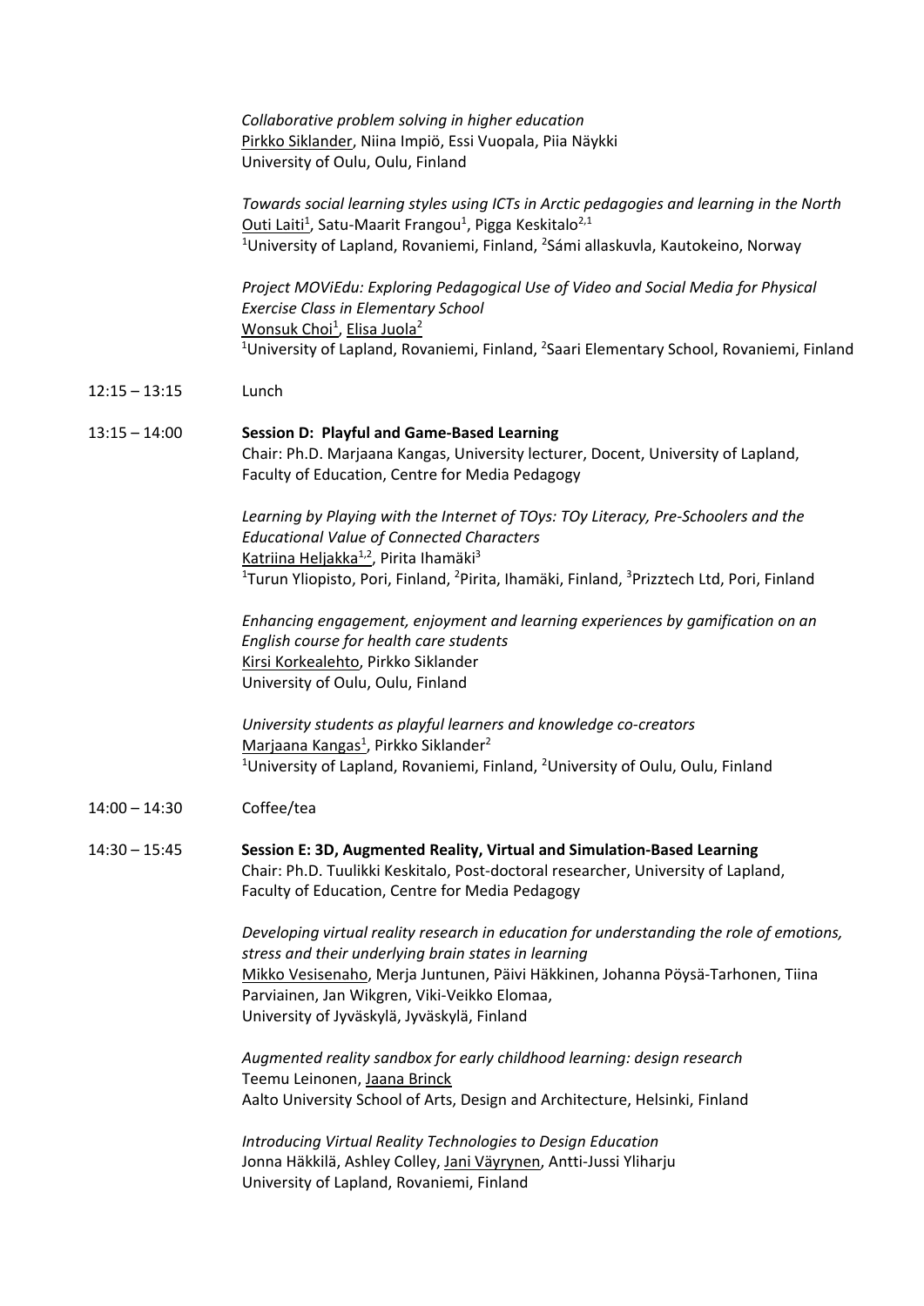*Collaborative problem solving in higher education*
Pirkko Siklander, Niina Impiö, Essi Vuopala, Piia Näykki
University of Oulu, Oulu, Finland

*Towards social learning styles using ICTs in Arctic pedagogies and learning in the North*
Outi Laiti[1], Satu-Maarit Frangou[1], Pigga Keskitalo[2,1]
[1]University of Lapland, Rovaniemi, Finland, [2]Sámi allaskuvla, Kautokeino, Norway

*Project MOViEdu: Exploring Pedagogical Use of Video and Social Media for Physical Exercise Class in Elementary School*
Wonsuk Choi[1], Elisa Juola[2]
[1]University of Lapland, Rovaniemi, Finland, [2]Saari Elementary School, Rovaniemi, Finland

12:15 – 13:15 Lunch

13:15 – 14:00 **Session D: Playful and Game-Based Learning**
Chair: Ph.D. Marjaana Kangas, University lecturer, Docent, University of Lapland, Faculty of Education, Centre for Media Pedagogy

*Learning by Playing with the Internet of TOys: TOy Literacy, Pre-Schoolers and the Educational Value of Connected Characters*
Katriina Heljakka[1,2], Pirita Ihamäki[3]
[1]Turun Yliopisto, Pori, Finland, [2]Pirita, Ihamäki, Finland, [3]Prizztech Ltd, Pori, Finland

*Enhancing engagement, enjoyment and learning experiences by gamification on an English course for health care students*
Kirsi Korkealehto, Pirkko Siklander
University of Oulu, Oulu, Finland

*University students as playful learners and knowledge co-creators*
Marjaana Kangas[1], Pirkko Siklander[2]
[1]University of Lapland, Rovaniemi, Finland, [2]University of Oulu, Oulu, Finland

14:00 – 14:30 Coffee/tea

14:30 – 15:45 **Session E: 3D, Augmented Reality, Virtual and Simulation-Based Learning**
Chair: Ph.D. Tuulikki Keskitalo, Post-doctoral researcher, University of Lapland, Faculty of Education, Centre for Media Pedagogy

*Developing virtual reality research in education for understanding the role of emotions, stress and their underlying brain states in learning*
Mikko Vesisenaho, Merja Juntunen, Päivi Häkkinen, Johanna Pöysä-Tarhonen, Tiina Parviainen, Jan Wikgren, Viki-Veikko Elomaa,
University of Jyväskylä, Jyväskylä, Finland

*Augmented reality sandbox for early childhood learning: design research*
Teemu Leinonen, Jaana Brinck
Aalto University School of Arts, Design and Architecture, Helsinki, Finland

*Introducing Virtual Reality Technologies to Design Education*
Jonna Häkkilä, Ashley Colley, Jani Väyrynen, Antti-Jussi Yliharju
University of Lapland, Rovaniemi, Finland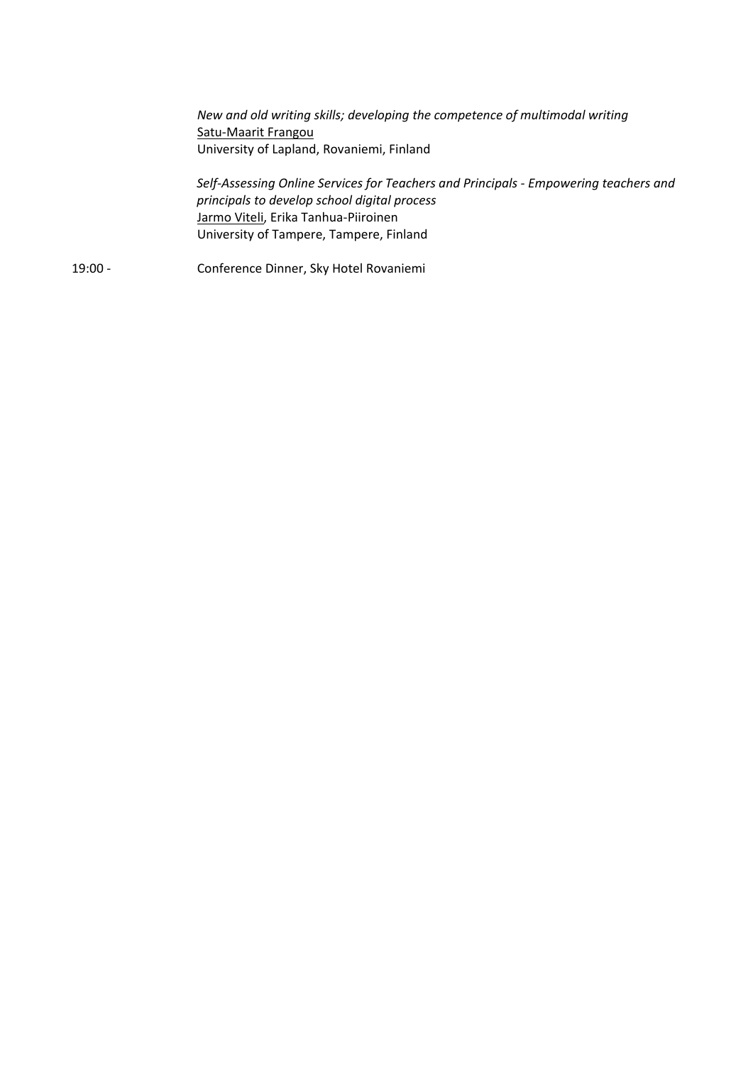*New and old writing skills; developing the competence of multimodal writing*
<u>Satu-Maarit Frangou</u>
University of Lapland, Rovaniemi, Finland

*Self-Assessing Online Services for Teachers and Principals - Empowering teachers and principals to develop school digital process*
<u>Jarmo Viteli</u>, Erika Tanhua-Piiroinen
University of Tampere, Tampere, Finland

19:00 - Conference Dinner, Sky Hotel Rovaniemi